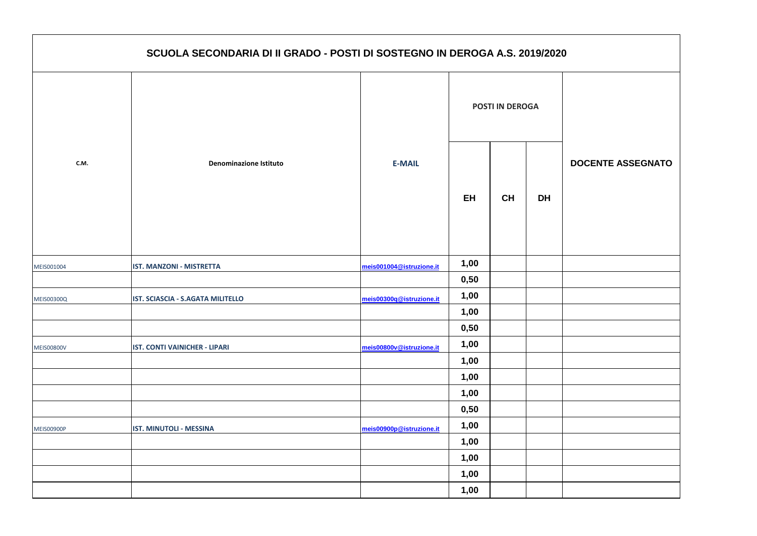## SCUOLA SECONDARIA DI II GRADO - POSTI DI SOSTEGNO IN DEROGA A.S. 2019/2020

| C.M. | Denominazione Istituto | E-MAIL | POSTI IN DEROGA | | | DOCENTE ASSEGNATO |
|---|---|---|---|---|---|---|
| | | | EH | CH | DH | |
| MEIS001004 | IST. MANZONI - MISTRETTA | meis001004@istruzione.it | 1,00 | | | |
| | | | 0,50 | | | |
| MEIS00300Q | IST. SCIASCIA - S.AGATA MILITELLO | meis00300q@istruzione.it | 1,00 | | | |
| | | | 1,00 | | | |
| | | | 0,50 | | | |
| MEIS00800V | IST. CONTI VAINICHER - LIPARI | meis00800v@istruzione.it | 1,00 | | | |
| | | | 1,00 | | | |
| | | | 1,00 | | | |
| | | | 1,00 | | | |
| | | | 0,50 | | | |
| MEIS00900P | IST. MINUTOLI - MESSINA | meis00900p@istruzione.it | 1,00 | | | |
| | | | 1,00 | | | |
| | | | 1,00 | | | |
| | | | 1,00 | | | |
| | | | 1,00 | | | |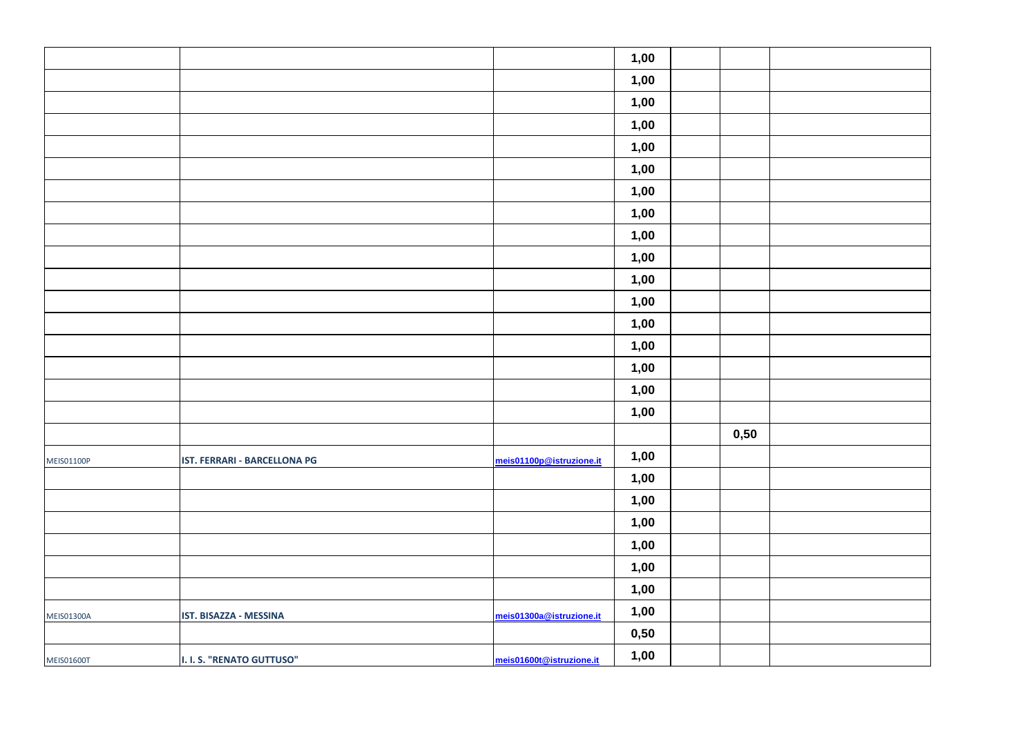| | | | | | | |
|---|---|---|---|---|---|---|
| | | | 1,00 | | | |
| | | | 1,00 | | | |
| | | | 1,00 | | | |
| | | | 1,00 | | | |
| | | | 1,00 | | | |
| | | | 1,00 | | | |
| | | | 1,00 | | | |
| | | | 1,00 | | | |
| | | | 1,00 | | | |
| | | | 1,00 | | | |
| | | | 1,00 | | | |
| | | | 1,00 | | | |
| | | | 1,00 | | | |
| | | | 1,00 | | | |
| | | | 1,00 | | | |
| | | | 1,00 | | | |
| | | | 1,00 | | | |
| | | | | | 0,50 | |
| MEIS01100P | **IST. FERRARI - BARCELLONA PG** | meis01100p@istruzione.it | 1,00 | | | |
| | | | 1,00 | | | |
| | | | 1,00 | | | |
| | | | 1,00 | | | |
| | | | 1,00 | | | |
| | | | 1,00 | | | |
| | | | 1,00 | | | |
| MEIS01300A | **IST. BISAZZA - MESSINA** | meis01300a@istruzione.it | 1,00 | | | |
| | | | 0,50 | | | |
| MEIS01600T | **I. I. S. "RENATO GUTTUSO"** | meis01600t@istruzione.it | 1,00 | | | |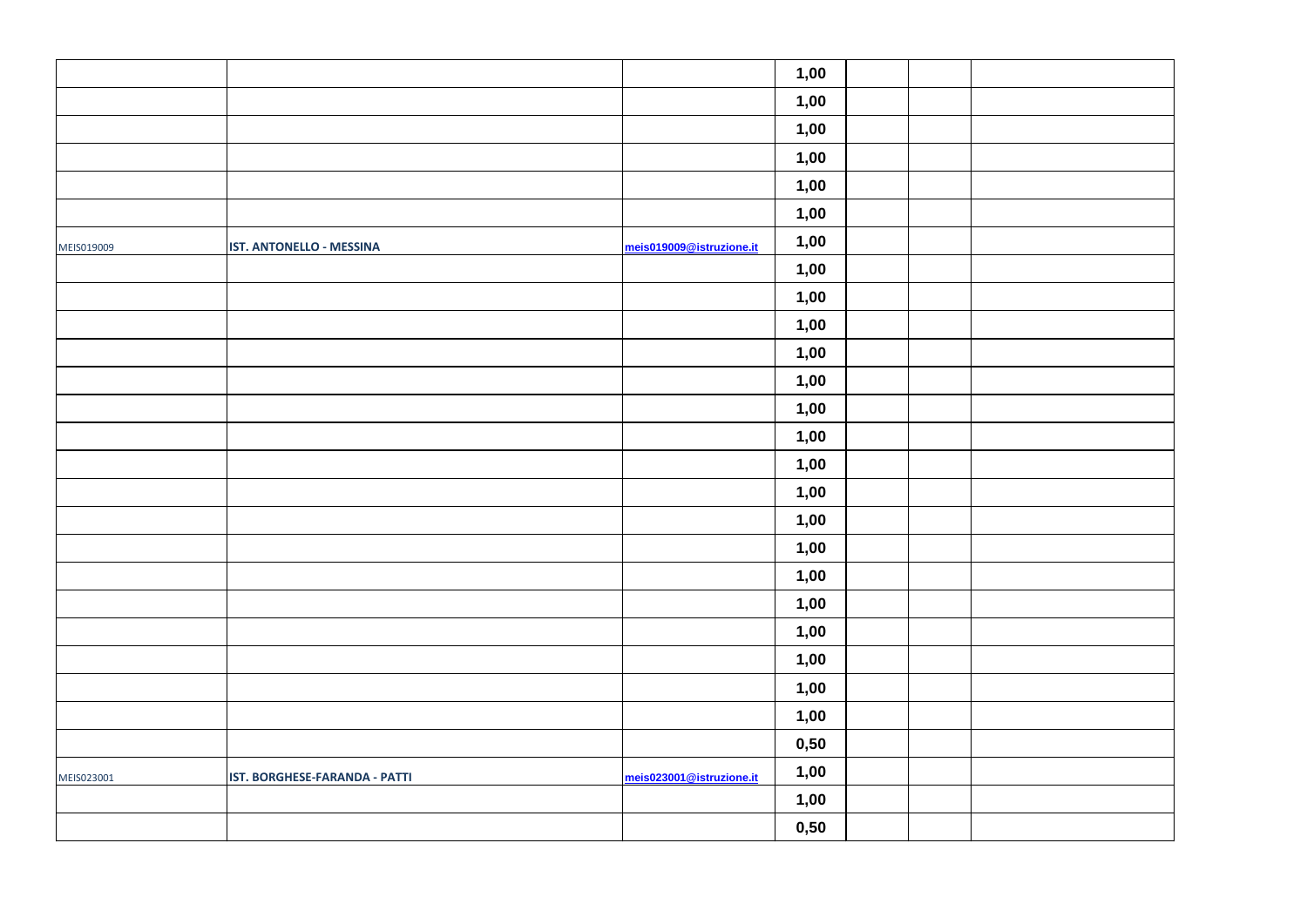| | | | | | | |
|---|---|---|---|---|---|---|
| | | | 1,00 | | | |
| | | | 1,00 | | | |
| | | | 1,00 | | | |
| | | | 1,00 | | | |
| | | | 1,00 | | | |
| | | | 1,00 | | | |
| MEIS019009 | **IST. ANTONELLO - MESSINA** | meis019009@istruzione.it | 1,00 | | | |
| | | | 1,00 | | | |
| | | | 1,00 | | | |
| | | | 1,00 | | | |
| | | | 1,00 | | | |
| | | | 1,00 | | | |
| | | | 1,00 | | | |
| | | | 1,00 | | | |
| | | | 1,00 | | | |
| | | | 1,00 | | | |
| | | | 1,00 | | | |
| | | | 1,00 | | | |
| | | | 1,00 | | | |
| | | | 1,00 | | | |
| | | | 1,00 | | | |
| | | | 1,00 | | | |
| | | | 1,00 | | | |
| | | | 1,00 | | | |
| | | | 0,50 | | | |
| MEIS023001 | **IST. BORGHESE-FARANDA - PATTI** | meis023001@istruzione.it | 1,00 | | | |
| | | | 1,00 | | | |
| | | | 0,50 | | | |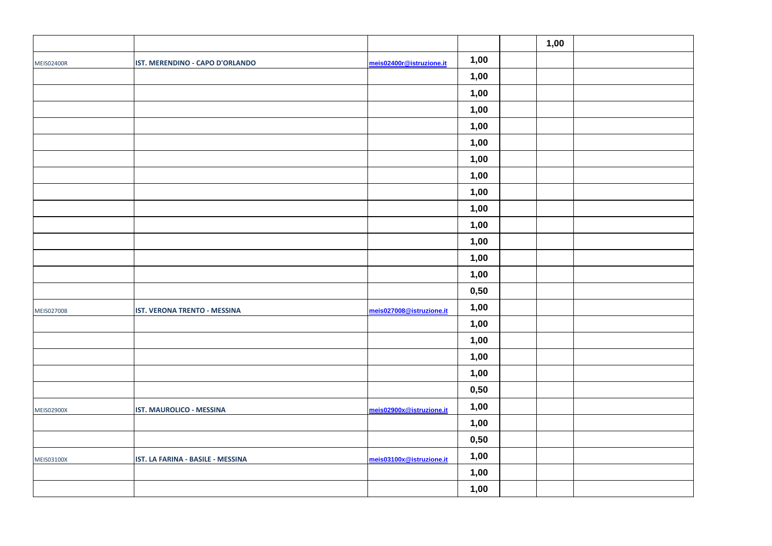| | | | | | | |
|---|---|---|---|---|---|---|
| | | | | | 1,00 | |
| MEIS02400R | **IST. MERENDINO - CAPO D'ORLANDO** | meis02400r@istruzione.it | 1,00 | | | |
| | | | 1,00 | | | |
| | | | 1,00 | | | |
| | | | 1,00 | | | |
| | | | 1,00 | | | |
| | | | 1,00 | | | |
| | | | 1,00 | | | |
| | | | 1,00 | | | |
| | | | 1,00 | | | |
| | | | 1,00 | | | |
| | | | 1,00 | | | |
| | | | 1,00 | | | |
| | | | 1,00 | | | |
| | | | 1,00 | | | |
| | | | 0,50 | | | |
| MEIS027008 | **IST. VERONA TRENTO - MESSINA** | meis027008@istruzione.it | 1,00 | | | |
| | | | 1,00 | | | |
| | | | 1,00 | | | |
| | | | 1,00 | | | |
| | | | 1,00 | | | |
| | | | 0,50 | | | |
| MEIS02900X | **IST. MAUROLICO - MESSINA** | meis02900x@istruzione.it | 1,00 | | | |
| | | | 1,00 | | | |
| | | | 0,50 | | | |
| MEIS03100X | **IST. LA FARINA - BASILE - MESSINA** | meis03100x@istruzione.it | 1,00 | | | |
| | | | 1,00 | | | |
| | | | 1,00 | | | |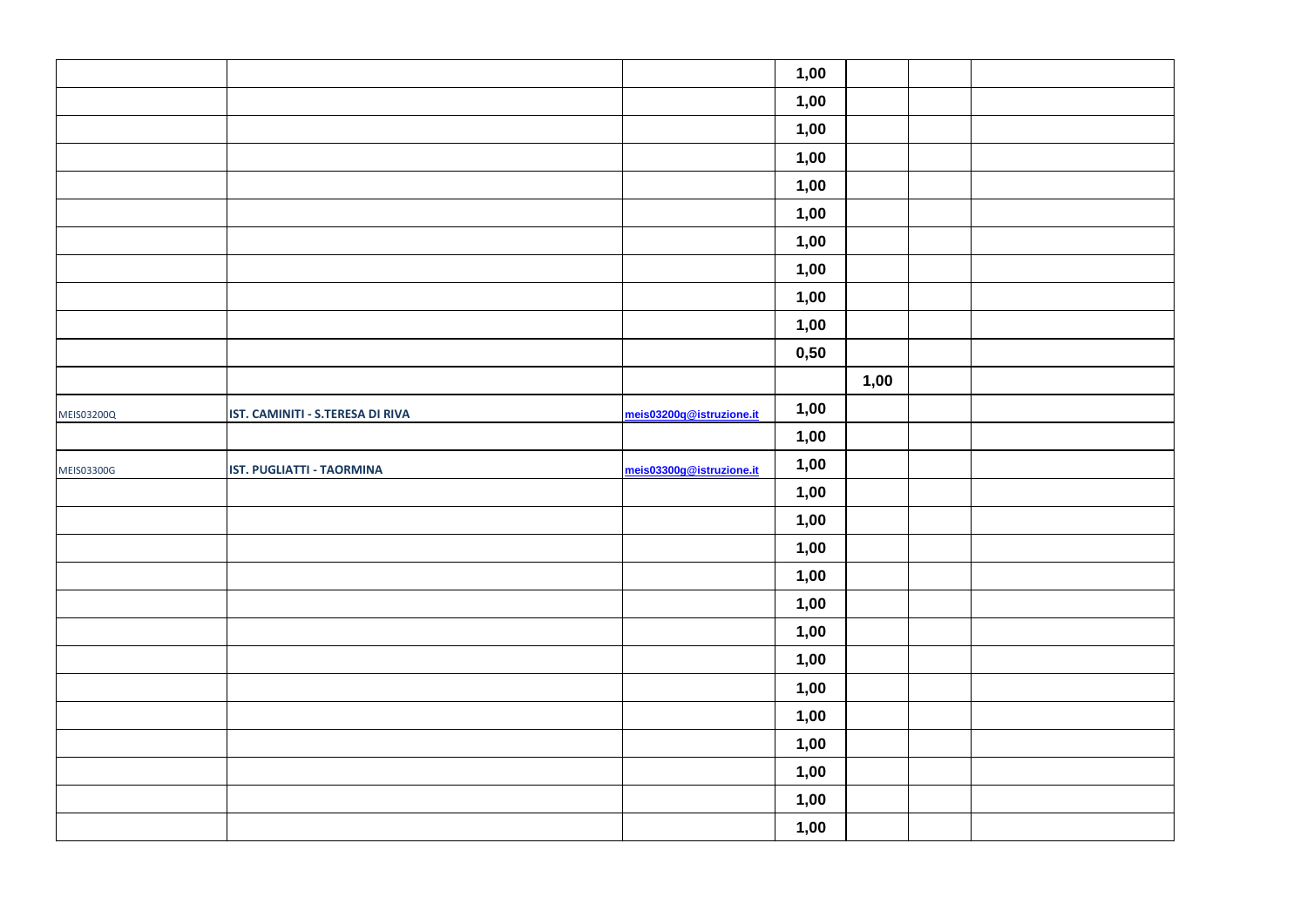| | | | | | | |
|---|---|---|---|---|---|---|
| | | | 1,00 | | | |
| | | | 1,00 | | | |
| | | | 1,00 | | | |
| | | | 1,00 | | | |
| | | | 1,00 | | | |
| | | | 1,00 | | | |
| | | | 1,00 | | | |
| | | | 1,00 | | | |
| | | | 1,00 | | | |
| | | | 1,00 | | | |
| | | | 0,50 | | | |
| | | | | 1,00 | | |
| MEIS03200Q | **IST. CAMINITI - S.TERESA DI RIVA** | meis03200q@istruzione.it | 1,00 | | | |
| | | | 1,00 | | | |
| MEIS03300G | **IST. PUGLIATTI - TAORMINA** | meis03300g@istruzione.it | 1,00 | | | |
| | | | 1,00 | | | |
| | | | 1,00 | | | |
| | | | 1,00 | | | |
| | | | 1,00 | | | |
| | | | 1,00 | | | |
| | | | 1,00 | | | |
| | | | 1,00 | | | |
| | | | 1,00 | | | |
| | | | 1,00 | | | |
| | | | 1,00 | | | |
| | | | 1,00 | | | |
| | | | 1,00 | | | |
| | | | 1,00 | | | |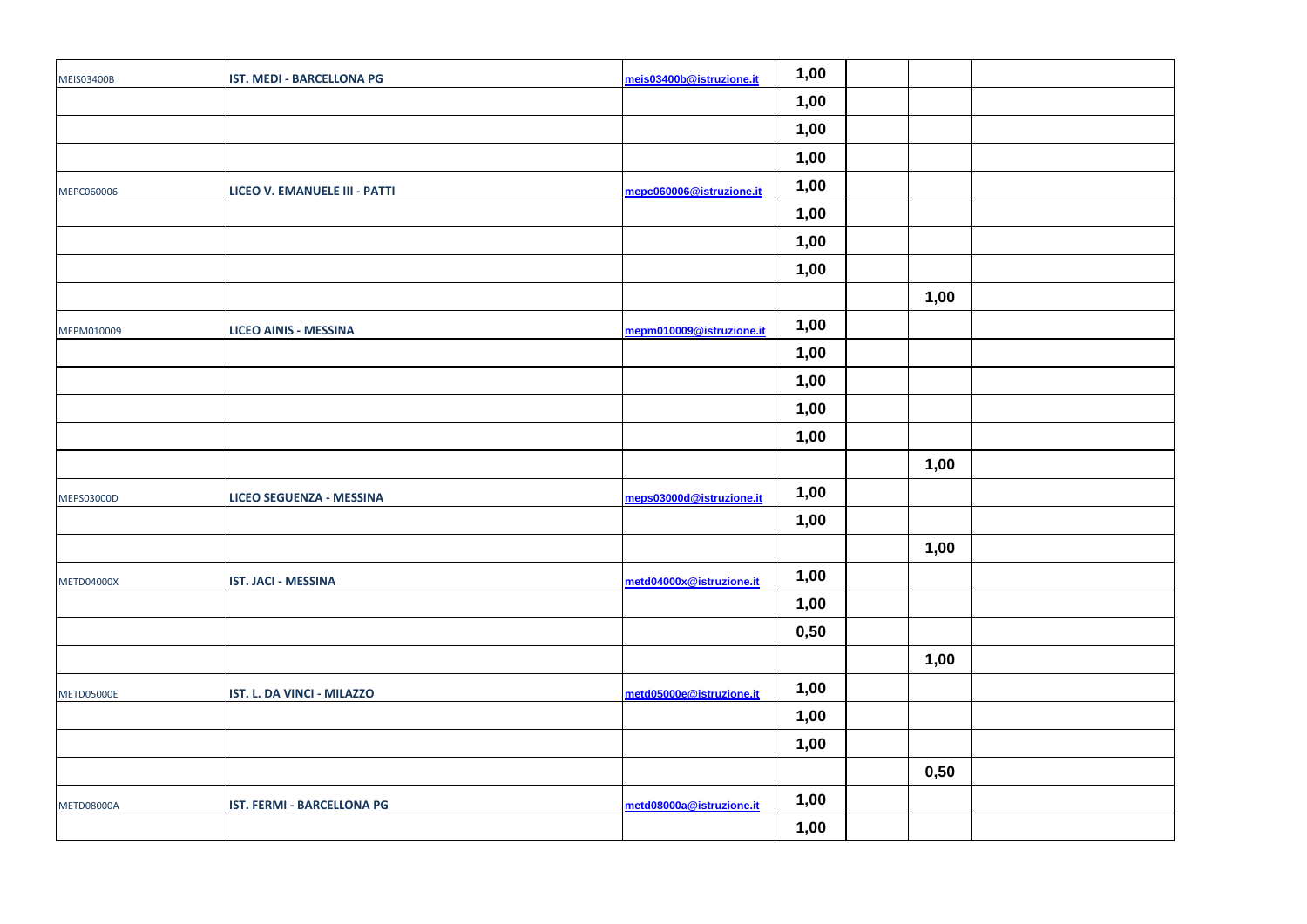| | | | | | | |
|---|---|---|---|---|---|---|
| MEIS03400B | **IST. MEDI - BARCELLONA PG** | meis03400b@istruzione.it | **1,00** | | | |
| | | | **1,00** | | | |
| | | | **1,00** | | | |
| | | | **1,00** | | | |
| MEPC060006 | **LICEO V. EMANUELE III - PATTI** | mepc060006@istruzione.it | **1,00** | | | |
| | | | **1,00** | | | |
| | | | **1,00** | | | |
| | | | **1,00** | | | |
| | | | | | **1,00** | |
| MEPM010009 | **LICEO AINIS - MESSINA** | mepm010009@istruzione.it | **1,00** | | | |
| | | | **1,00** | | | |
| | | | **1,00** | | | |
| | | | **1,00** | | | |
| | | | **1,00** | | | |
| | | | | | **1,00** | |
| MEPS03000D | **LICEO SEGUENZA - MESSINA** | meps03000d@istruzione.it | **1,00** | | | |
| | | | **1,00** | | | |
| | | | | | **1,00** | |
| METD04000X | **IST. JACI - MESSINA** | metd04000x@istruzione.it | **1,00** | | | |
| | | | **1,00** | | | |
| | | | **0,50** | | | |
| | | | | | **1,00** | |
| METD05000E | **IST. L. DA VINCI - MILAZZO** | metd05000e@istruzione.it | **1,00** | | | |
| | | | **1,00** | | | |
| | | | **1,00** | | | |
| | | | | | **0,50** | |
| METD08000A | **IST. FERMI - BARCELLONA PG** | metd08000a@istruzione.it | **1,00** | | | |
| | | | **1,00** | | | |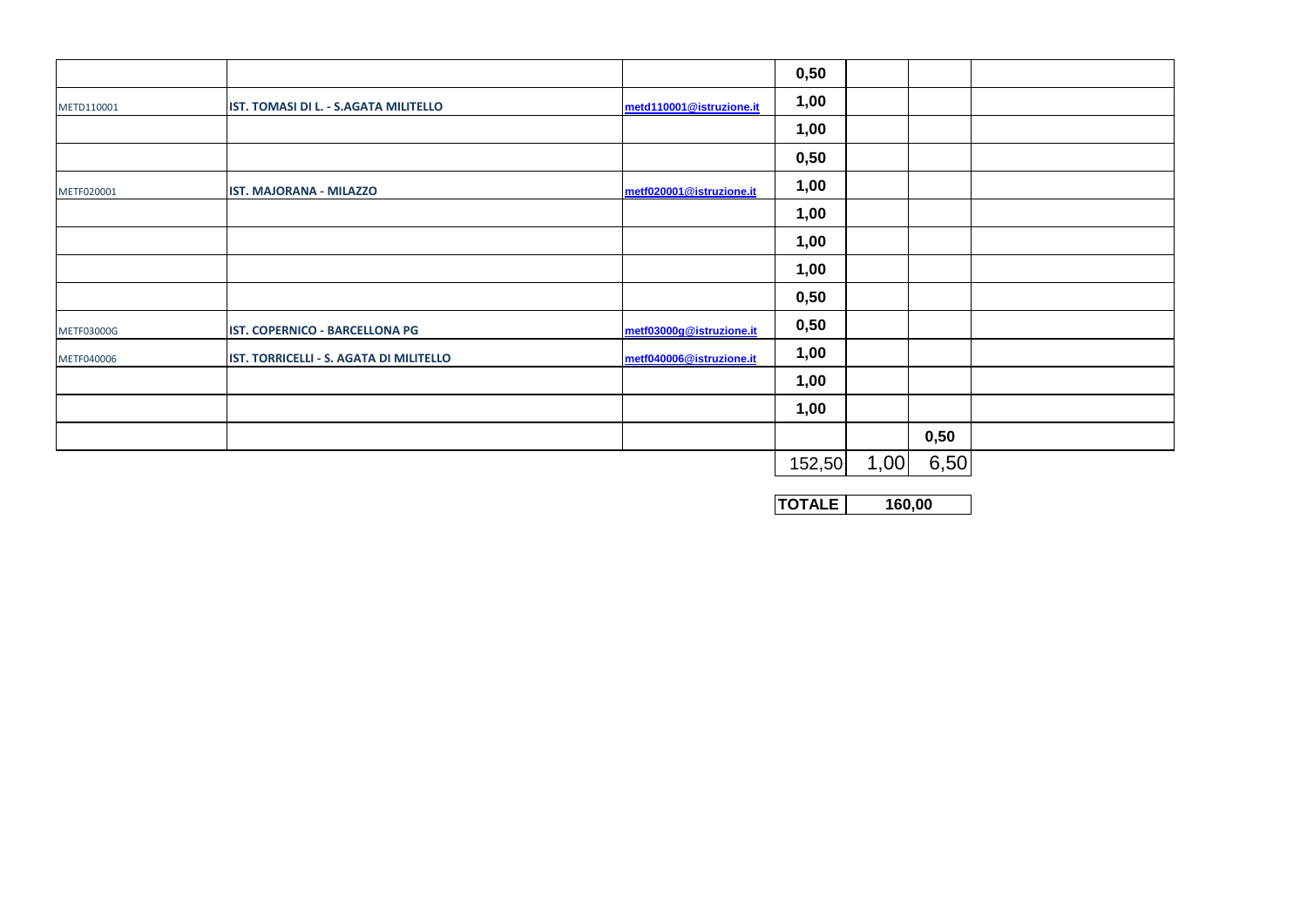| | | | | | | |
|---|---|---|---|---|---|---|
| | | | 0,50 | | | |
| METD110001 | IST. TOMASI DI L. - S.AGATA MILITELLO | metd110001@istruzione.it | 1,00 | | | |
| | | | 1,00 | | | |
| | | | 0,50 | | | |
| METF020001 | IST. MAJORANA - MILAZZO | metf020001@istruzione.it | 1,00 | | | |
| | | | 1,00 | | | |
| | | | 1,00 | | | |
| | | | 1,00 | | | |
| | | | 0,50 | | | |
| METF03000G | IST. COPERNICO - BARCELLONA PG | metf03000g@istruzione.it | 0,50 | | | |
| METF040006 | IST. TORRICELLI - S. AGATA DI MILITELLO | metf040006@istruzione.it | 1,00 | | | |
| | | | 1,00 | | | |
| | | | 1,00 | | | |
| | | | | | 0,50 | |
| | | | 152,50 | 1,00 | 6,50 | |

| | |
|---|---|
| **TOTALE** | **160,00** |